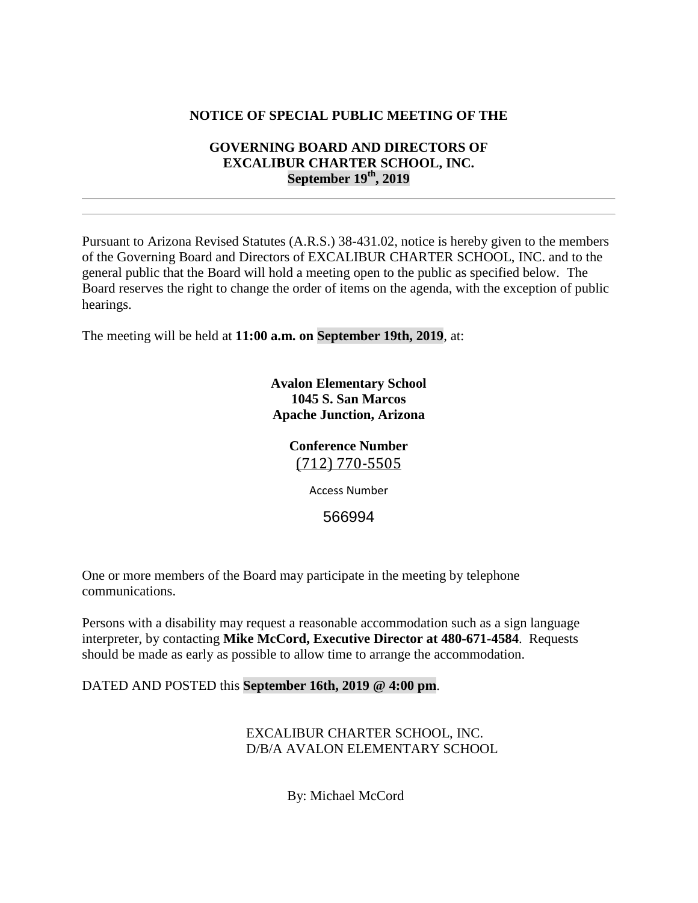**NOTICE OF SPECIAL PUBLIC MEETING OF THE**

**GOVERNING BOARD AND DIRECTORS OF**
**EXCALIBUR CHARTER SCHOOL, INC.**
**September 19th, 2019**

---

---

Pursuant to Arizona Revised Statutes (A.R.S.) 38-431.02, notice is hereby given to the members of the Governing Board and Directors of EXCALIBUR CHARTER SCHOOL, INC. and to the general public that the Board will hold a meeting open to the public as specified below. The Board reserves the right to change the order of items on the agenda, with the exception of public hearings.

The meeting will be held at **11:00 a.m. on September 19th, 2019**, at:

**Avalon Elementary School**
**1045 S. San Marcos**
**Apache Junction, Arizona**

**Conference Number**
(712) 770-5505

Access Number

566994

One or more members of the Board may participate in the meeting by telephone communications.

Persons with a disability may request a reasonable accommodation such as a sign language interpreter, by contacting **Mike McCord, Executive Director at 480-671-4584**. Requests should be made as early as possible to allow time to arrange the accommodation.

DATED AND POSTED this **September 16th, 2019 @ 4:00 pm**.

EXCALIBUR CHARTER SCHOOL, INC.
D/B/A AVALON ELEMENTARY SCHOOL

By: Michael McCord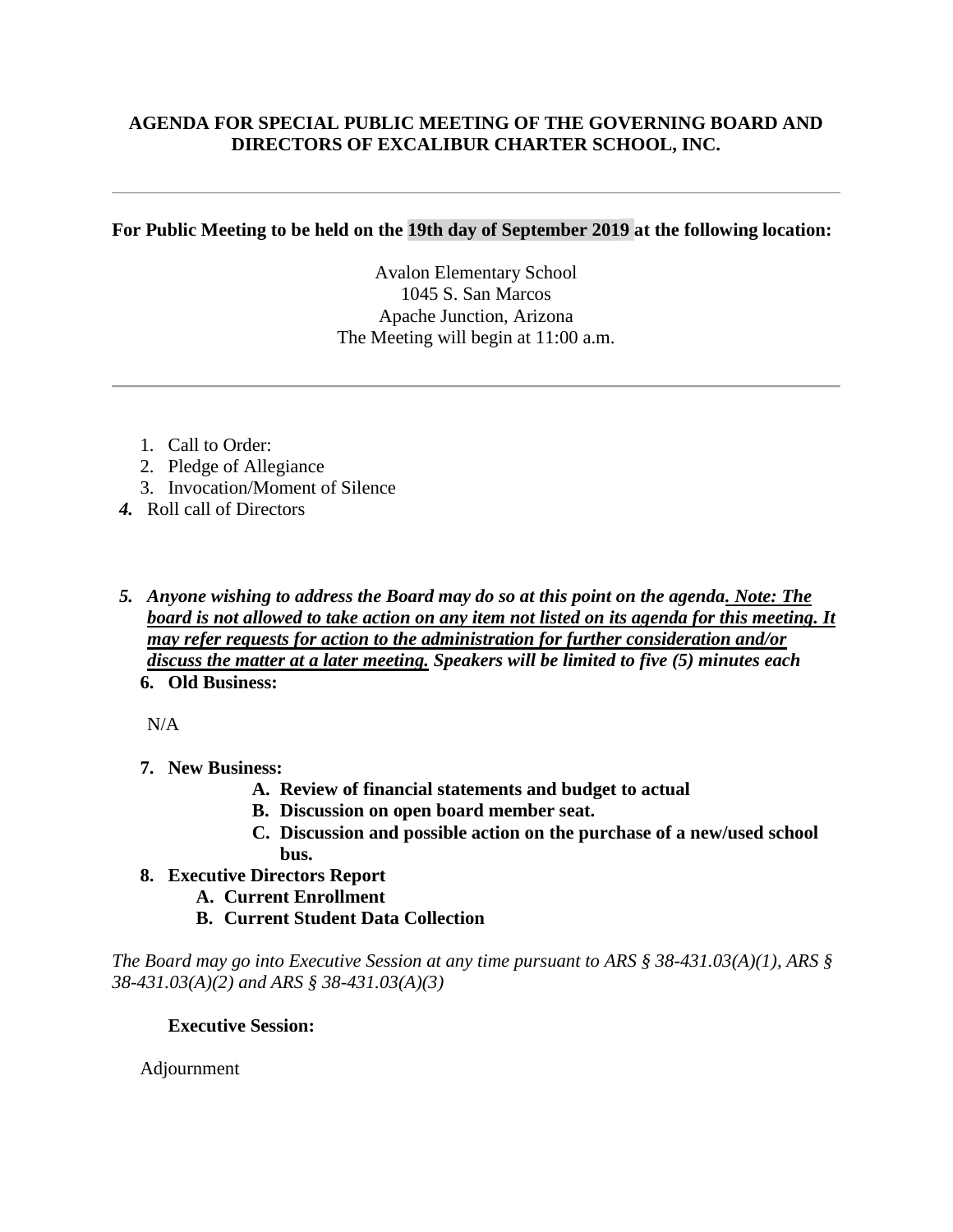**AGENDA FOR SPECIAL PUBLIC MEETING OF THE GOVERNING BOARD AND DIRECTORS OF EXCALIBUR CHARTER SCHOOL, INC.**

---

**For Public Meeting to be held on the 19th day of September 2019 at the following location:**

Avalon Elementary School
1045 S. San Marcos
Apache Junction, Arizona
The Meeting will begin at 11:00 a.m.

---

1. Call to Order:
2. Pledge of Allegiance
3. Invocation/Moment of Silence
4. Roll call of Directors

5. ***Anyone wishing to address the Board may do so at this point on the agenda. <u>Note: The board is not allowed to take action on any item not listed on its agenda for this meeting. It may refer requests for action to the administration for further consideration and/or discuss the matter at a later meeting.</u> Speakers will be limited to five (5) minutes each***
6. **Old Business:**

   N/A

7. **New Business:**
   - **A. Review of financial statements and budget to actual**
   - **B. Discussion on open board member seat.**
   - **C. Discussion and possible action on the purchase of a new/used school bus.**
8. **Executive Directors Report**
   - **A. Current Enrollment**
   - **B. Current Student Data Collection**

*The Board may go into Executive Session at any time pursuant to ARS § 38-431.03(A)(1), ARS § 38-431.03(A)(2) and ARS § 38-431.03(A)(3)*

**Executive Session:**

Adjournment